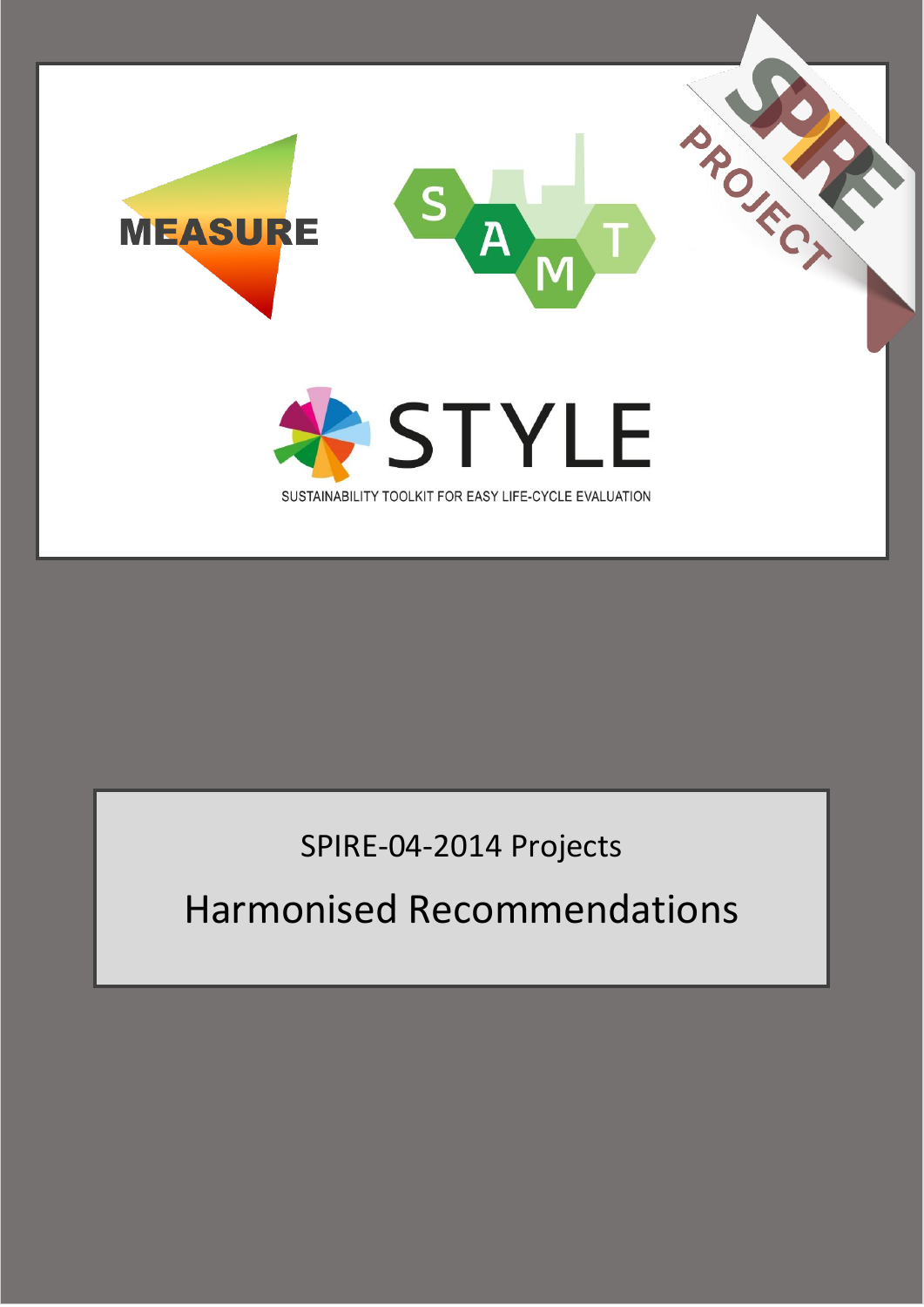MEASURE

SAMT

SPIRE PROJECT

STYLE

SUSTAINABILITY TOOLKIT FOR EASY LIFE-CYCLE EVALUATION

SPIRE-04-2014 Projects

# Harmonised Recommendations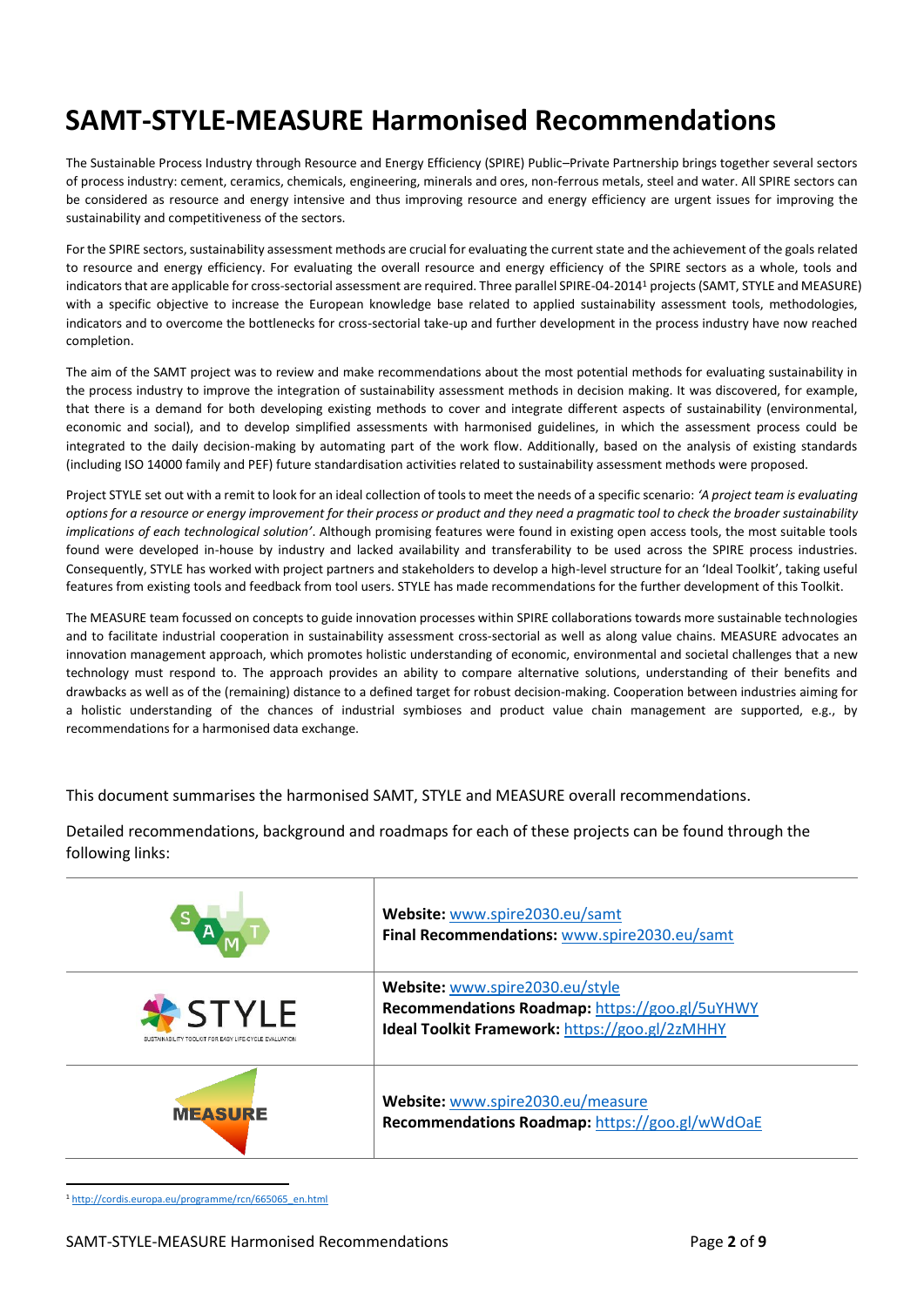# SAMT-STYLE-MEASURE Harmonised Recommendations

The Sustainable Process Industry through Resource and Energy Efficiency (SPIRE) Public–Private Partnership brings together several sectors of process industry: cement, ceramics, chemicals, engineering, minerals and ores, non-ferrous metals, steel and water. All SPIRE sectors can be considered as resource and energy intensive and thus improving resource and energy efficiency are urgent issues for improving the sustainability and competitiveness of the sectors.

For the SPIRE sectors, sustainability assessment methods are crucial for evaluating the current state and the achievement of the goals related to resource and energy efficiency. For evaluating the overall resource and energy efficiency of the SPIRE sectors as a whole, tools and indicators that are applicable for cross-sectorial assessment are required. Three parallel SPIRE-04-2014[1] projects (SAMT, STYLE and MEASURE) with a specific objective to increase the European knowledge base related to applied sustainability assessment tools, methodologies, indicators and to overcome the bottlenecks for cross-sectorial take-up and further development in the process industry have now reached completion.

The aim of the SAMT project was to review and make recommendations about the most potential methods for evaluating sustainability in the process industry to improve the integration of sustainability assessment methods in decision making. It was discovered, for example, that there is a demand for both developing existing methods to cover and integrate different aspects of sustainability (environmental, economic and social), and to develop simplified assessments with harmonised guidelines, in which the assessment process could be integrated to the daily decision-making by automating part of the work flow. Additionally, based on the analysis of existing standards (including ISO 14000 family and PEF) future standardisation activities related to sustainability assessment methods were proposed.

Project STYLE set out with a remit to look for an ideal collection of tools to meet the needs of a specific scenario: *'A project team is evaluating options for a resource or energy improvement for their process or product and they need a pragmatic tool to check the broader sustainability implications of each technological solution'*. Although promising features were found in existing open access tools, the most suitable tools found were developed in-house by industry and lacked availability and transferability to be used across the SPIRE process industries. Consequently, STYLE has worked with project partners and stakeholders to develop a high-level structure for an 'Ideal Toolkit', taking useful features from existing tools and feedback from tool users. STYLE has made recommendations for the further development of this Toolkit.

The MEASURE team focussed on concepts to guide innovation processes within SPIRE collaborations towards more sustainable technologies and to facilitate industrial cooperation in sustainability assessment cross-sectorial as well as along value chains. MEASURE advocates an innovation management approach, which promotes holistic understanding of economic, environmental and societal challenges that a new technology must respond to. The approach provides an ability to compare alternative solutions, understanding of their benefits and drawbacks as well as of the (remaining) distance to a defined target for robust decision-making. Cooperation between industries aiming for a holistic understanding of the chances of industrial symbioses and product value chain management are supported, e.g., by recommendations for a harmonised data exchange.

This document summarises the harmonised SAMT, STYLE and MEASURE overall recommendations.

Detailed recommendations, background and roadmaps for each of these projects can be found through the following links:

| | |
|---|---|
| SAMT | **Website:** www.spire2030.eu/samt<br>**Final Recommendations:** www.spire2030.eu/samt |
| STYLE<br>SUSTAINABILITY TOOLKIT FOR EASY LIFE-CYCLE EVALUATION | **Website:** www.spire2030.eu/style<br>**Recommendations Roadmap:** https://goo.gl/5uYHWY<br>**Ideal Toolkit Framework:** https://goo.gl/2zMHHY |
| MEASURE | **Website:** www.spire2030.eu/measure<br>**Recommendations Roadmap:** https://goo.gl/wWdOaE |

[1] http://cordis.europa.eu/programme/rcn/665065_en.html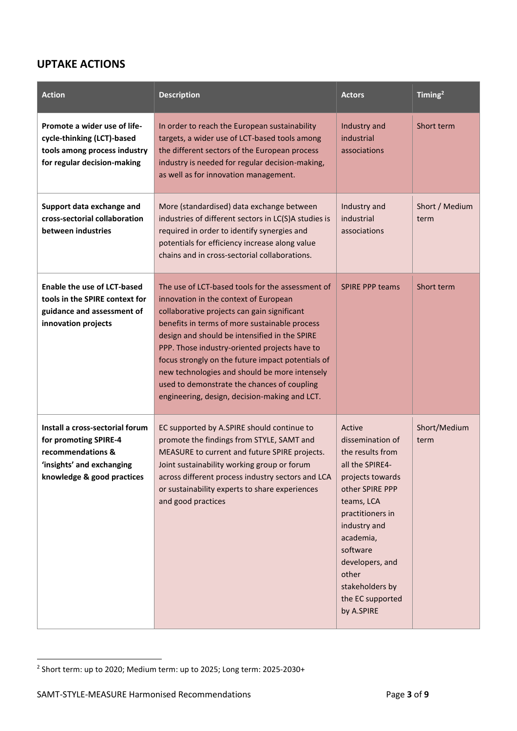## UPTAKE ACTIONS

| Action | Description | Actors | Timing[2] |
|---|---|---|---|
| **Promote a wider use of life-cycle-thinking (LCT)-based tools among process industry for regular decision-making** | In order to reach the European sustainability targets, a wider use of LCT-based tools among the different sectors of the European process industry is needed for regular decision-making, as well as for innovation management. | Industry and industrial associations | Short term |
| **Support data exchange and cross-sectorial collaboration between industries** | More (standardised) data exchange between industries of different sectors in LC(S)A studies is required in order to identify synergies and potentials for efficiency increase along value chains and in cross-sectorial collaborations. | Industry and industrial associations | Short / Medium term |
| **Enable the use of LCT-based tools in the SPIRE context for guidance and assessment of innovation projects** | The use of LCT-based tools for the assessment of innovation in the context of European collaborative projects can gain significant benefits in terms of more sustainable process design and should be intensified in the SPIRE PPP. Those industry-oriented projects have to focus strongly on the future impact potentials of new technologies and should be more intensely used to demonstrate the chances of coupling engineering, design, decision-making and LCT. | SPIRE PPP teams | Short term |
| **Install a cross-sectorial forum for promoting SPIRE-4 recommendations & 'insights' and exchanging knowledge & good practices** | EC supported by A.SPIRE should continue to promote the findings from STYLE, SAMT and MEASURE to current and future SPIRE projects. Joint sustainability working group or forum across different process industry sectors and LCA or sustainability experts to share experiences and good practices | Active dissemination of the results from all the SPIRE4-projects towards other SPIRE PPP teams, LCA practitioners in industry and academia, software developers, and other stakeholders by the EC supported by A.SPIRE | Short/Medium term |

[2] Short term: up to 2020; Medium term: up to 2025; Long term: 2025-2030+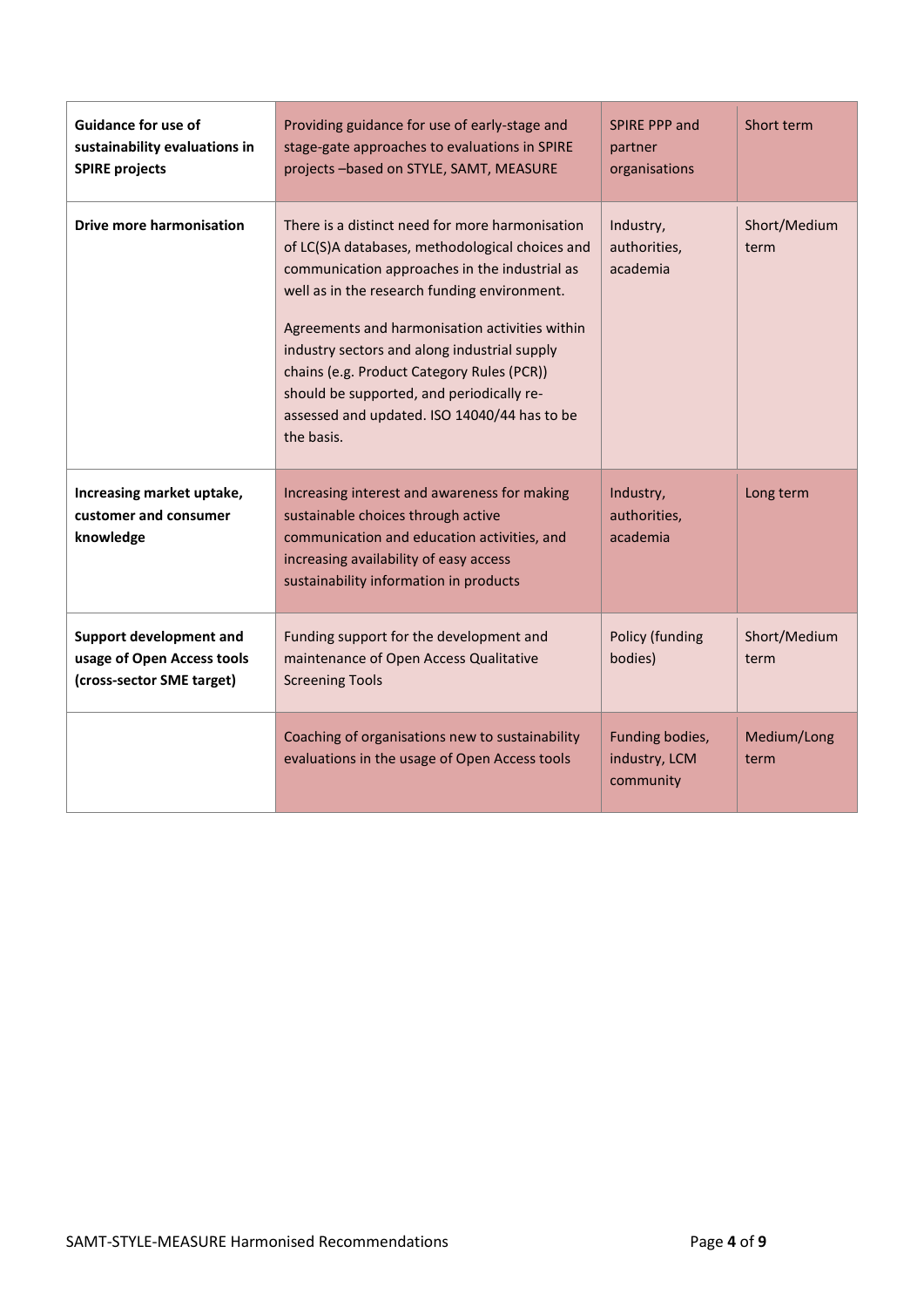| | | | |
|---|---|---|---|
| **Guidance for use of sustainability evaluations in SPIRE projects** | Providing guidance for use of early-stage and stage-gate approaches to evaluations in SPIRE projects –based on STYLE, SAMT, MEASURE | SPIRE PPP and partner organisations | Short term |
| **Drive more harmonisation** | There is a distinct need for more harmonisation of LC(S)A databases, methodological choices and communication approaches in the industrial as well as in the research funding environment.<br><br>Agreements and harmonisation activities within industry sectors and along industrial supply chains (e.g. Product Category Rules (PCR)) should be supported, and periodically re-assessed and updated. ISO 14040/44 has to be the basis. | Industry, authorities, academia | Short/Medium term |
| **Increasing market uptake, customer and consumer knowledge** | Increasing interest and awareness for making sustainable choices through active communication and education activities, and increasing availability of easy access sustainability information in products | Industry, authorities, academia | Long term |
| **Support development and usage of Open Access tools (cross-sector SME target)** | Funding support for the development and maintenance of Open Access Qualitative Screening Tools | Policy (funding bodies) | Short/Medium term |
| | Coaching of organisations new to sustainability evaluations in the usage of Open Access tools | Funding bodies, industry, LCM community | Medium/Long term |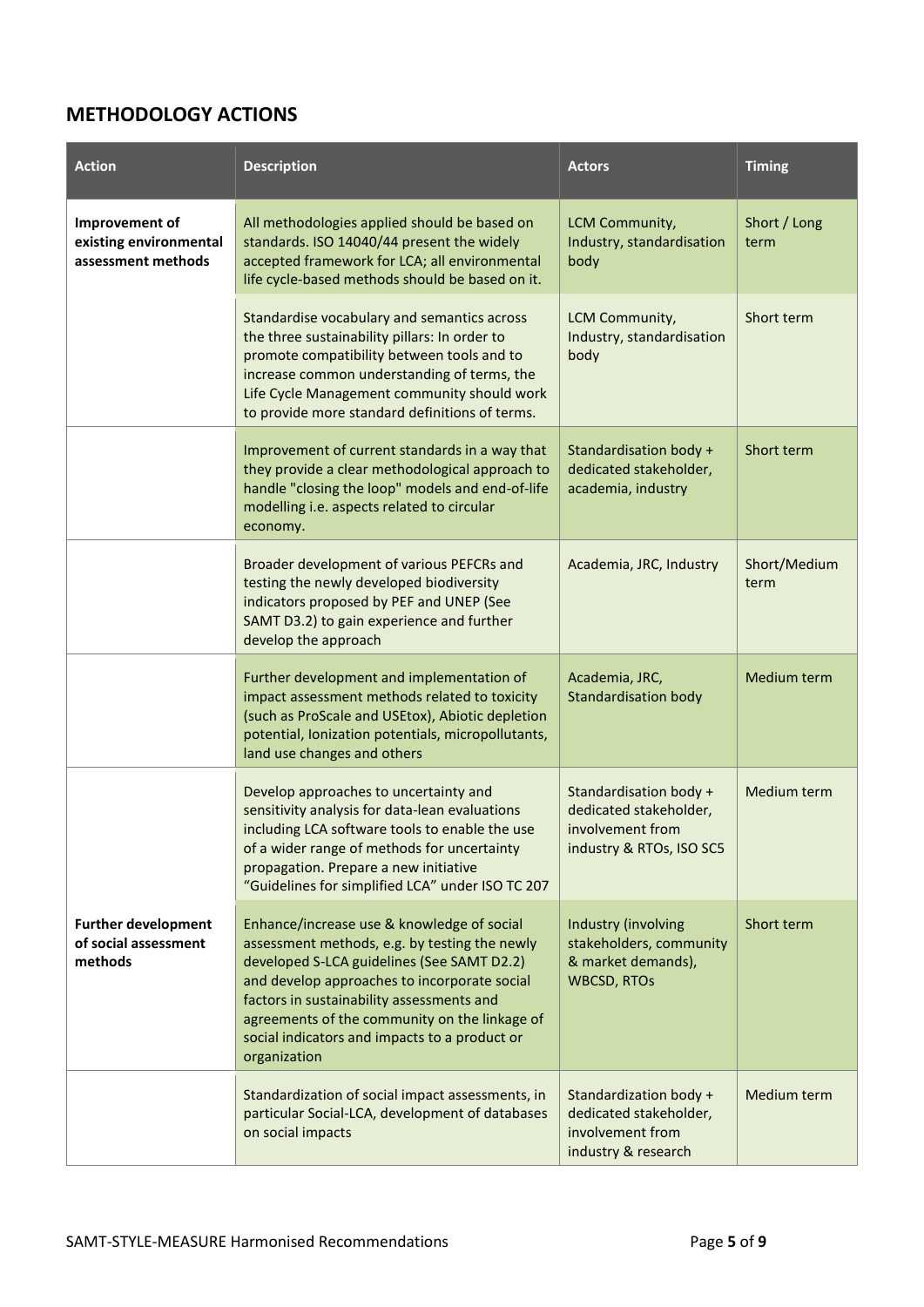## METHODOLOGY ACTIONS

| Action | Description | Actors | Timing |
|---|---|---|---|
| **Improvement of existing environmental assessment methods** | All methodologies applied should be based on standards. ISO 14040/44 present the widely accepted framework for LCA; all environmental life cycle-based methods should be based on it. | LCM Community, Industry, standardisation body | Short / Long term |
| | Standardise vocabulary and semantics across the three sustainability pillars: In order to promote compatibility between tools and to increase common understanding of terms, the Life Cycle Management community should work to provide more standard definitions of terms. | LCM Community, Industry, standardisation body | Short term |
| | Improvement of current standards in a way that they provide a clear methodological approach to handle "closing the loop" models and end-of-life modelling i.e. aspects related to circular economy. | Standardisation body + dedicated stakeholder, academia, industry | Short term |
| | Broader development of various PEFCRs and testing the newly developed biodiversity indicators proposed by PEF and UNEP (See SAMT D3.2) to gain experience and further develop the approach | Academia, JRC, Industry | Short/Medium term |
| | Further development and implementation of impact assessment methods related to toxicity (such as ProScale and USEtox), Abiotic depletion potential, Ionization potentials, micropollutants, land use changes and others | Academia, JRC, Standardisation body | Medium term |
| | Develop approaches to uncertainty and sensitivity analysis for data-lean evaluations including LCA software tools to enable the use of a wider range of methods for uncertainty propagation. Prepare a new initiative "Guidelines for simplified LCA" under ISO TC 207 | Standardisation body + dedicated stakeholder, involvement from industry & RTOs, ISO SC5 | Medium term |
| **Further development of social assessment methods** | Enhance/increase use & knowledge of social assessment methods, e.g. by testing the newly developed S-LCA guidelines (See SAMT D2.2) and develop approaches to incorporate social factors in sustainability assessments and agreements of the community on the linkage of social indicators and impacts to a product or organization | Industry (involving stakeholders, community & market demands), WBCSD, RTOs | Short term |
| | Standardization of social impact assessments, in particular Social-LCA, development of databases on social impacts | Standardization body + dedicated stakeholder, involvement from industry & research | Medium term |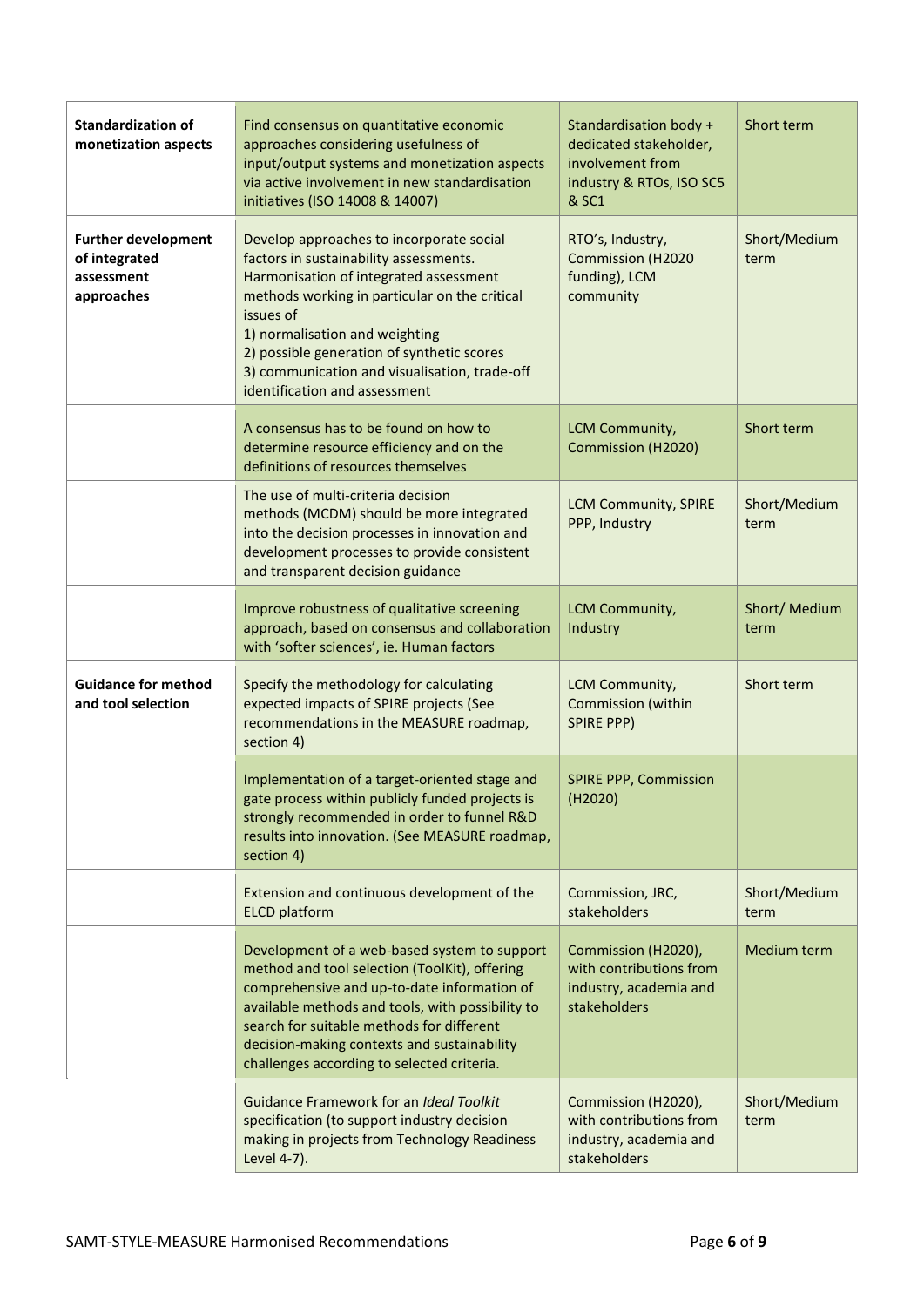| | | | |
|---|---|---|---|
| **Standardization of monetization aspects** | Find consensus on quantitative economic approaches considering usefulness of input/output systems and monetization aspects via active involvement in new standardisation initiatives (ISO 14008 & 14007) | Standardisation body + dedicated stakeholder, involvement from industry & RTOs, ISO SC5 & SC1 | Short term |
| **Further development of integrated assessment approaches** | Develop approaches to incorporate social factors in sustainability assessments. Harmonisation of integrated assessment methods working in particular on the critical issues of<br>1) normalisation and weighting<br>2) possible generation of synthetic scores<br>3) communication and visualisation, trade-off identification and assessment | RTO's, Industry, Commission (H2020 funding), LCM community | Short/Medium term |
| | A consensus has to be found on how to determine resource efficiency and on the definitions of resources themselves | LCM Community, Commission (H2020) | Short term |
| | The use of multi-criteria decision methods (MCDM) should be more integrated into the decision processes in innovation and development processes to provide consistent and transparent decision guidance | LCM Community, SPIRE PPP, Industry | Short/Medium term |
| | Improve robustness of qualitative screening approach, based on consensus and collaboration with 'softer sciences', ie. Human factors | LCM Community, Industry | Short/ Medium term |
| **Guidance for method and tool selection** | Specify the methodology for calculating expected impacts of SPIRE projects (See recommendations in the MEASURE roadmap, section 4) | LCM Community, Commission (within SPIRE PPP) | Short term |
| | Implementation of a target-oriented stage and gate process within publicly funded projects is strongly recommended in order to funnel R&D results into innovation. (See MEASURE roadmap, section 4) | SPIRE PPP, Commission (H2020) | |
| | Extension and continuous development of the ELCD platform | Commission, JRC, stakeholders | Short/Medium term |
| | Development of a web-based system to support method and tool selection (ToolKit), offering comprehensive and up-to-date information of available methods and tools, with possibility to search for suitable methods for different decision-making contexts and sustainability challenges according to selected criteria. | Commission (H2020), with contributions from industry, academia and stakeholders | Medium term |
| | Guidance Framework for an *Ideal Toolkit* specification (to support industry decision making in projects from Technology Readiness Level 4-7). | Commission (H2020), with contributions from industry, academia and stakeholders | Short/Medium term |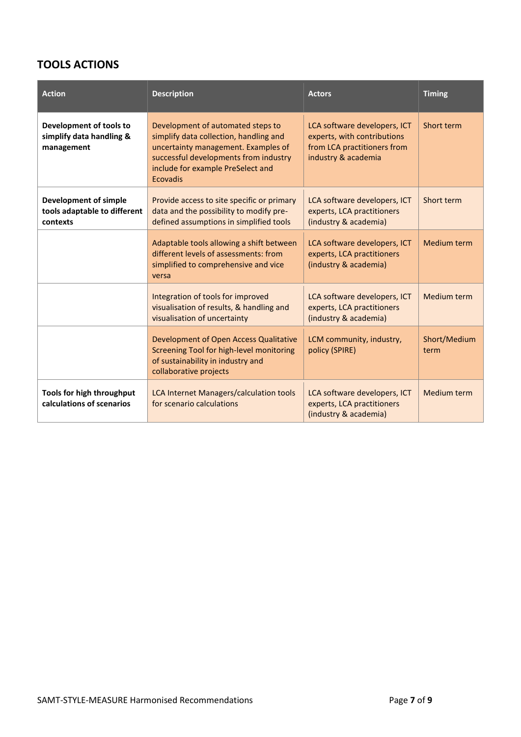## TOOLS ACTIONS

| Action | Description | Actors | Timing |
|---|---|---|---|
| **Development of tools to simplify data handling & management** | Development of automated steps to simplify data collection, handling and uncertainty management. Examples of successful developments from industry include for example PreSelect and Ecovadis | LCA software developers, ICT experts, with contributions from LCA practitioners from industry & academia | Short term |
| **Development of simple tools adaptable to different contexts** | Provide access to site specific or primary data and the possibility to modify pre-defined assumptions in simplified tools | LCA software developers, ICT experts, LCA practitioners (industry & academia) | Short term |
| | Adaptable tools allowing a shift between different levels of assessments: from simplified to comprehensive and vice versa | LCA software developers, ICT experts, LCA practitioners (industry & academia) | Medium term |
| | Integration of tools for improved visualisation of results, & handling and visualisation of uncertainty | LCA software developers, ICT experts, LCA practitioners (industry & academia) | Medium term |
| | Development of Open Access Qualitative Screening Tool for high-level monitoring of sustainability in industry and collaborative projects | LCM community, industry, policy (SPIRE) | Short/Medium term |
| **Tools for high throughput calculations of scenarios** | LCA Internet Managers/calculation tools for scenario calculations | LCA software developers, ICT experts, LCA practitioners (industry & academia) | Medium term |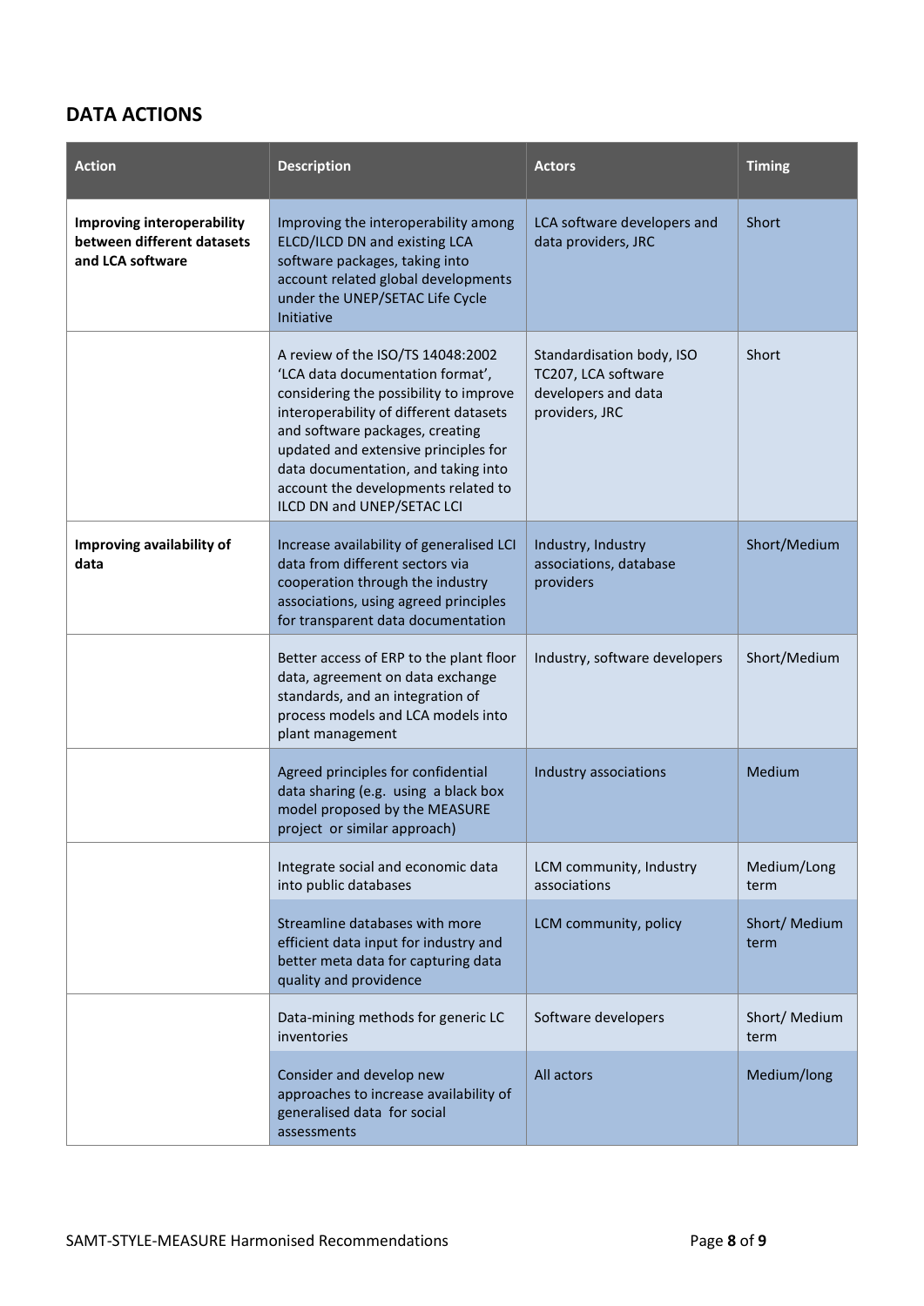## DATA ACTIONS

| Action | Description | Actors | Timing |
|---|---|---|---|
| **Improving interoperability between different datasets and LCA software** | Improving the interoperability among ELCD/ILCD DN and existing LCA software packages, taking into account related global developments under the UNEP/SETAC Life Cycle Initiative | LCA software developers and data providers, JRC | Short |
| | A review of the ISO/TS 14048:2002 'LCA data documentation format', considering the possibility to improve interoperability of different datasets and software packages, creating updated and extensive principles for data documentation, and taking into account the developments related to ILCD DN and UNEP/SETAC LCI | Standardisation body, ISO TC207, LCA software developers and data providers, JRC | Short |
| **Improving availability of data** | Increase availability of generalised LCI data from different sectors via cooperation through the industry associations, using agreed principles for transparent data documentation | Industry, Industry associations, database providers | Short/Medium |
| | Better access of ERP to the plant floor data, agreement on data exchange standards, and an integration of process models and LCA models into plant management | Industry, software developers | Short/Medium |
| | Agreed principles for confidential data sharing (e.g. using a black box model proposed by the MEASURE project or similar approach) | Industry associations | Medium |
| | Integrate social and economic data into public databases | LCM community, Industry associations | Medium/Long term |
| | Streamline databases with more efficient data input for industry and better meta data for capturing data quality and providence | LCM community, policy | Short/ Medium term |
| | Data-mining methods for generic LC inventories | Software developers | Short/ Medium term |
| | Consider and develop new approaches to increase availability of generalised data for social assessments | All actors | Medium/long |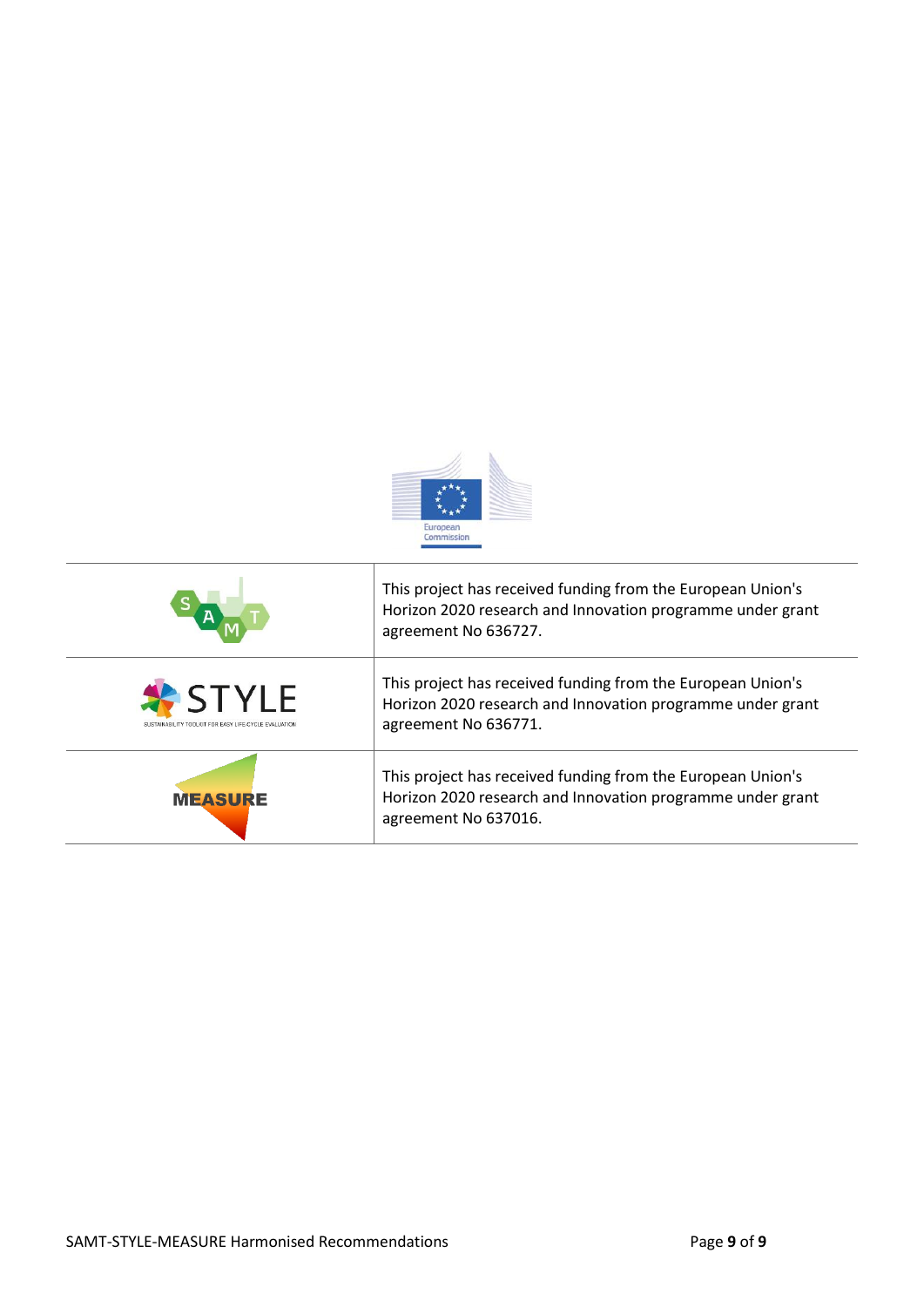| | |
|---|---|
| SAMT | This project has received funding from the European Union's Horizon 2020 research and Innovation programme under grant agreement No 636727. |
| STYLE SUSTAINABILITY TOOLKIT FOR EASY LIFE-CYCLE EVALUATION | This project has received funding from the European Union's Horizon 2020 research and Innovation programme under grant agreement No 636771. |
| MEASURE | This project has received funding from the European Union's Horizon 2020 research and Innovation programme under grant agreement No 637016. |